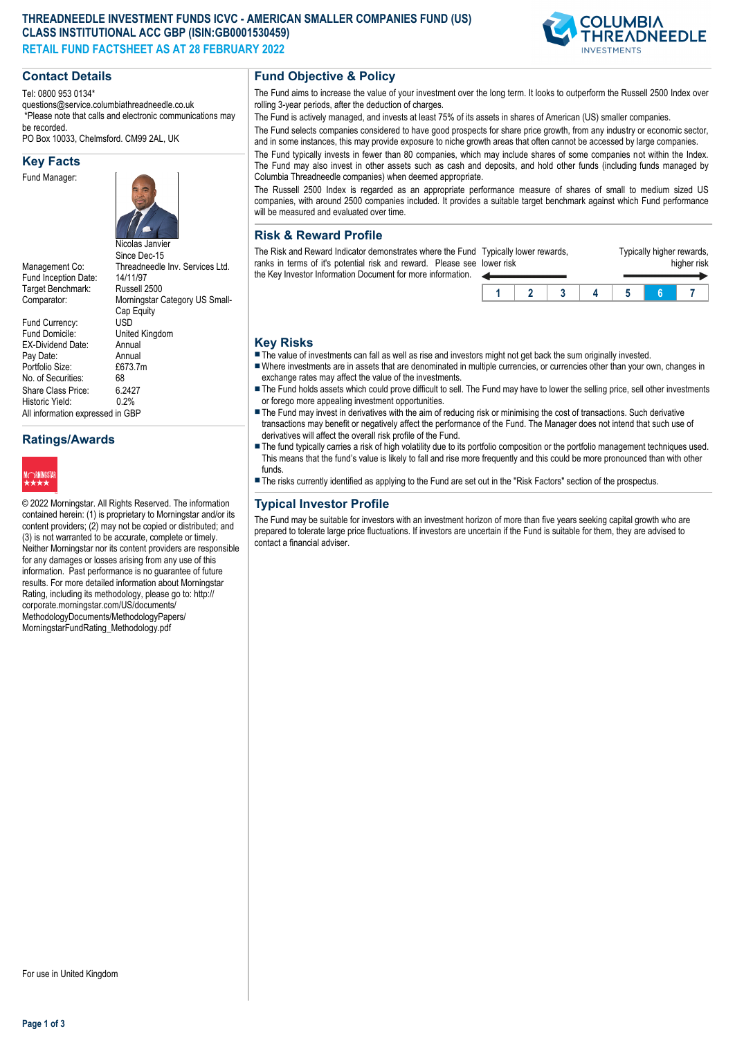# THREADNEEDLE INVESTMENT FUNDS ICVC - AMERICAN SMALLER COMPANIES FUND (US) CLASS INSTITUTIONAL ACC GBP (ISIN:GB0001530459)

**RETAIL FUND FACTSHEET AS AT 28 FEBRUARY 2022**

## Contact Details

Tel: 0800 953 0134*
questions@service.columbiathreadneedle.co.uk
*Please note that calls and electronic communications may be recorded.
PO Box 10033, Chelmsford. CM99 2AL, UK

## Key Facts

| | |
|---|---|
| Fund Manager: | Nicolas Janvier<br>Since Dec-15 |
| Management Co: | Threadneedle Inv. Services Ltd. |
| Fund Inception Date: | 14/11/97 |
| Target Benchmark: | Russell 2500 |
| Comparator: | Morningstar Category US Small-Cap Equity |
| Fund Currency: | USD |
| Fund Domicile: | United Kingdom |
| EX-Dividend Date: | Annual |
| Pay Date: | Annual |
| Portfolio Size: | £673.7m |
| No. of Securities: | 68 |
| Share Class Price: | 6.2427 |
| Historic Yield: | 0.2% |

All information expressed in GBP

## Ratings/Awards

MORNINGSTAR ★★★★

© 2022 Morningstar. All Rights Reserved. The information contained herein: (1) is proprietary to Morningstar and/or its content providers; (2) may not be copied or distributed; and (3) is not warranted to be accurate, complete or timely. Neither Morningstar nor its content providers are responsible for any damages or losses arising from any use of this information. Past performance is no guarantee of future results. For more detailed information about Morningstar Rating, including its methodology, please go to: http://corporate.morningstar.com/US/documents/MethodologyDocuments/MethodologyPapers/MorningstarFundRating_Methodology.pdf

For use in United Kingdom

## Fund Objective & Policy

The Fund aims to increase the value of your investment over the long term. It looks to outperform the Russell 2500 Index over rolling 3-year periods, after the deduction of charges.

The Fund is actively managed, and invests at least 75% of its assets in shares of American (US) smaller companies.

The Fund selects companies considered to have good prospects for share price growth, from any industry or economic sector, and in some instances, this may provide exposure to niche growth areas that often cannot be accessed by large companies.

The Fund typically invests in fewer than 80 companies, which may include shares of some companies not within the Index. The Fund may also invest in other assets such as cash and deposits, and hold other funds (including funds managed by Columbia Threadneedle companies) when deemed appropriate.

The Russell 2500 Index is regarded as an appropriate performance measure of shares of small to medium sized US companies, with around 2500 companies included. It provides a suitable target benchmark against which Fund performance will be measured and evaluated over time.

## Risk & Reward Profile

The Risk and Reward Indicator demonstrates where the Fund ranks in terms of it's potential risk and reward. Please see the Key Investor Information Document for more information.

Typically lower rewards, lower risk — Typically higher rewards, higher risk

| 1 | 2 | 3 | 4 | 5 | **6** | 7 |
|---|---|---|---|---|---|---|

## Key Risks

- The value of investments can fall as well as rise and investors might not get back the sum originally invested.
- Where investments are in assets that are denominated in multiple currencies, or currencies other than your own, changes in exchange rates may affect the value of the investments.
- The Fund holds assets which could prove difficult to sell. The Fund may have to lower the selling price, sell other investments or forego more appealing investment opportunities.
- The Fund may invest in derivatives with the aim of reducing risk or minimising the cost of transactions. Such derivative transactions may benefit or negatively affect the performance of the Fund. The Manager does not intend that such use of derivatives will affect the overall risk profile of the Fund.
- The fund typically carries a risk of high volatility due to its portfolio composition or the portfolio management techniques used. This means that the fund's value is likely to fall and rise more frequently and this could be more pronounced than with other funds.
- The risks currently identified as applying to the Fund are set out in the "Risk Factors" section of the prospectus.

## Typical Investor Profile

The Fund may be suitable for investors with an investment horizon of more than five years seeking capital growth who are prepared to tolerate large price fluctuations. If investors are uncertain if the Fund is suitable for them, they are advised to contact a financial adviser.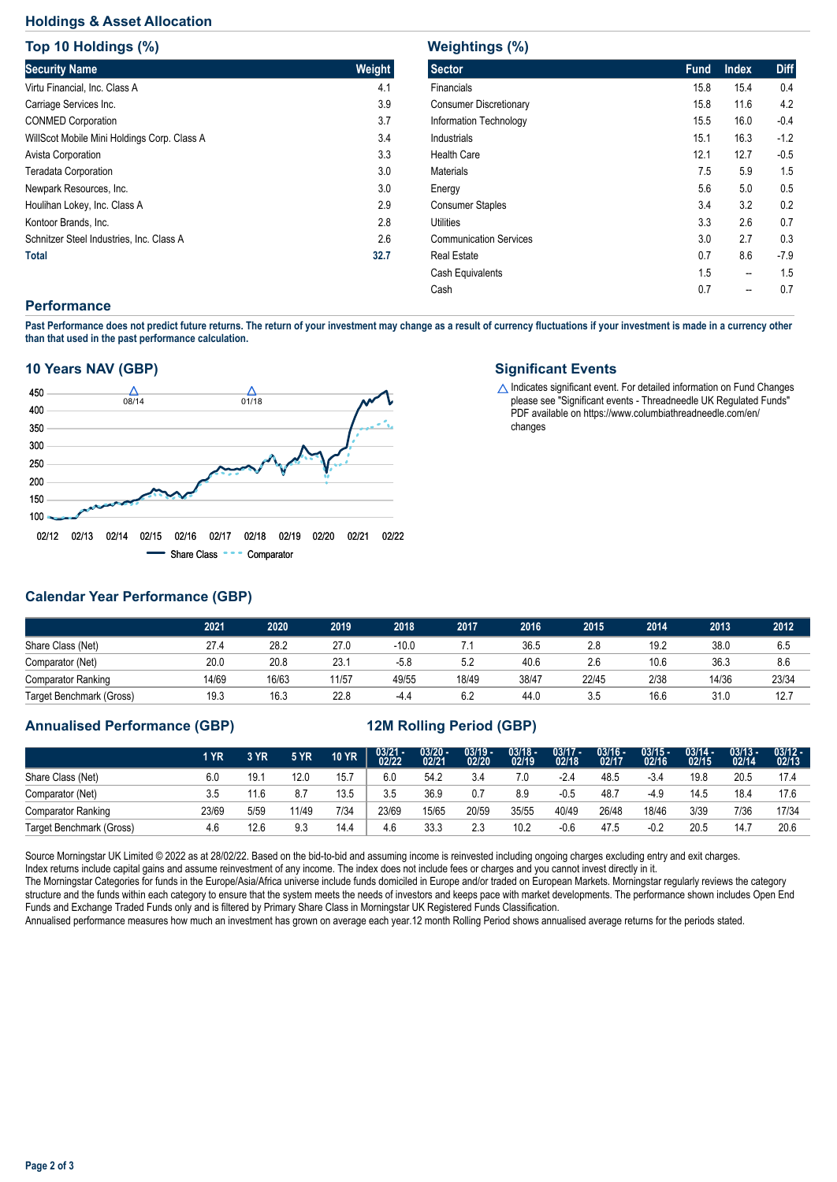## Holdings & Asset Allocation

### Top 10 Holdings (%)

| Security Name | Weight |
|---|---|
| Virtu Financial, Inc. Class A | 4.1 |
| Carriage Services Inc. | 3.9 |
| CONMED Corporation | 3.7 |
| WillScot Mobile Mini Holdings Corp. Class A | 3.4 |
| Avista Corporation | 3.3 |
| Teradata Corporation | 3.0 |
| Newpark Resources, Inc. | 3.0 |
| Houlihan Lokey, Inc. Class A | 2.9 |
| Kontoor Brands, Inc. | 2.8 |
| Schnitzer Steel Industries, Inc. Class A | 2.6 |
| **Total** | **32.7** |

### Weightings (%)

| Sector | Fund | Index | Diff |
|---|---|---|---|
| Financials | 15.8 | 15.4 | 0.4 |
| Consumer Discretionary | 15.8 | 11.6 | 4.2 |
| Information Technology | 15.5 | 16.0 | -0.4 |
| Industrials | 15.1 | 16.3 | -1.2 |
| Health Care | 12.1 | 12.7 | -0.5 |
| Materials | 7.5 | 5.9 | 1.5 |
| Energy | 5.6 | 5.0 | 0.5 |
| Consumer Staples | 3.4 | 3.2 | 0.2 |
| Utilities | 3.3 | 2.6 | 0.7 |
| Communication Services | 3.0 | 2.7 | 0.3 |
| Real Estate | 0.7 | 8.6 | -7.9 |
| Cash Equivalents | 1.5 | -- | 1.5 |
| Cash | 0.7 | -- | 0.7 |

## Performance

**Past Performance does not predict future returns. The return of your investment may change as a result of currency fluctuations if your investment is made in a currency other than that used in the past performance calculation.**

### 10 Years NAV (GBP)

Share Class / Comparator

### Significant Events

△ Indicates significant event. For detailed information on Fund Changes please see "Significant events - Threadneedle UK Regulated Funds" PDF available on https://www.columbiathreadneedle.com/en/changes

### Calendar Year Performance (GBP)

| | 2021 | 2020 | 2019 | 2018 | 2017 | 2016 | 2015 | 2014 | 2013 | 2012 |
|---|---|---|---|---|---|---|---|---|---|---|
| Share Class (Net) | 27.4 | 28.2 | 27.0 | -10.0 | 7.1 | 36.5 | 2.8 | 19.2 | 38.0 | 6.5 |
| Comparator (Net) | 20.0 | 20.8 | 23.1 | -5.8 | 5.2 | 40.6 | 2.6 | 10.6 | 36.3 | 8.6 |
| Comparator Ranking | 14/69 | 16/63 | 11/57 | 49/55 | 18/49 | 38/47 | 22/45 | 2/38 | 14/36 | 23/34 |
| Target Benchmark (Gross) | 19.3 | 16.3 | 22.8 | -4.4 | 6.2 | 44.0 | 3.5 | 16.6 | 31.0 | 12.7 |

### Annualised Performance (GBP) / 12M Rolling Period (GBP)

| | 1 YR | 3 YR | 5 YR | 10 YR | 03/21 - 02/22 | 03/20 - 02/21 | 03/19 - 02/20 | 03/18 - 02/19 | 03/17 - 02/18 | 03/16 - 02/17 | 03/15 - 02/16 | 03/14 - 02/15 | 03/13 - 02/14 | 03/12 - 02/13 |
|---|---|---|---|---|---|---|---|---|---|---|---|---|---|---|
| Share Class (Net) | 6.0 | 19.1 | 12.0 | 15.7 | 6.0 | 54.2 | 3.4 | 7.0 | -2.4 | 48.5 | -3.4 | 19.8 | 20.5 | 17.4 |
| Comparator (Net) | 3.5 | 11.6 | 8.7 | 13.5 | 3.5 | 36.9 | 0.7 | 8.9 | -0.5 | 48.7 | -4.9 | 14.5 | 18.4 | 17.6 |
| Comparator Ranking | 23/69 | 5/59 | 11/49 | 7/34 | 23/69 | 15/65 | 20/59 | 35/55 | 40/49 | 26/48 | 18/46 | 3/39 | 7/36 | 17/34 |
| Target Benchmark (Gross) | 4.6 | 12.6 | 9.3 | 14.4 | 4.6 | 33.3 | 2.3 | 10.2 | -0.6 | 47.5 | -0.2 | 20.5 | 14.7 | 20.6 |

Source Morningstar UK Limited © 2022 as at 28/02/22. Based on the bid-to-bid and assuming income is reinvested including ongoing charges excluding entry and exit charges. Index returns include capital gains and assume reinvestment of any income. The index does not include fees or charges and you cannot invest directly in it.
The Morningstar Categories for funds in the Europe/Asia/Africa universe include funds domiciled in Europe and/or traded on European Markets. Morningstar regularly reviews the category structure and the funds within each category to ensure that the system meets the needs of investors and keeps pace with market developments. The performance shown includes Open End Funds and Exchange Traded Funds only and is filtered by Primary Share Class in Morningstar UK Registered Funds Classification.
Annualised performance measures how much an investment has grown on average each year.12 month Rolling Period shows annualised average returns for the periods stated.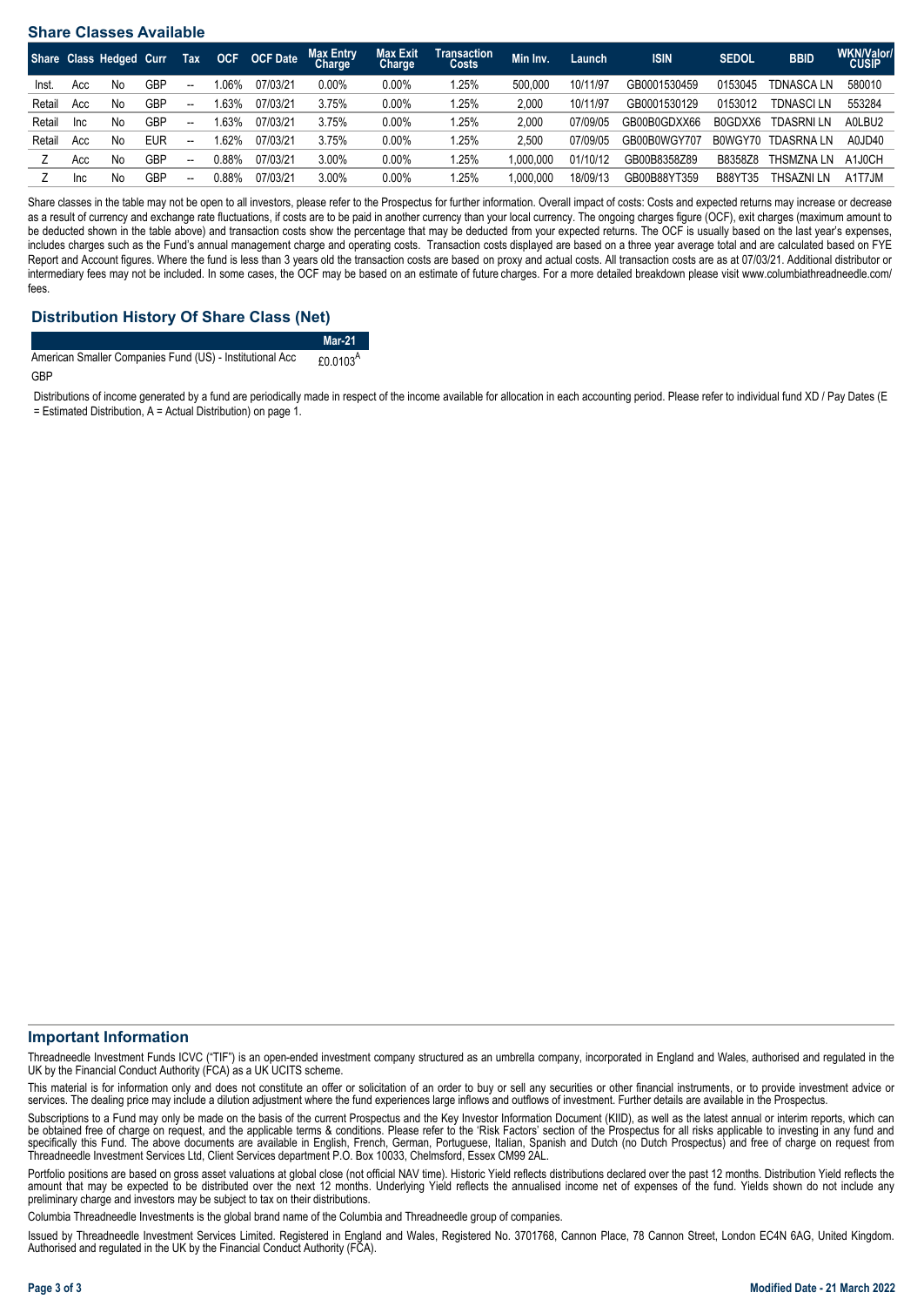## Share Classes Available

| Share | Class | Hedged | Curr | Tax | OCF | OCF Date | Max Entry Charge | Max Exit Charge | Transaction Costs | Min Inv. | Launch | ISIN | SEDOL | BBID | WKN/Valor/ CUSIP |
|---|---|---|---|---|---|---|---|---|---|---|---|---|---|---|---|
| Inst. | Acc | No | GBP | -- | 1.06% | 07/03/21 | 0.00% | 0.00% | 1.25% | 500,000 | 10/11/97 | GB0001530459 | 0153045 | TDNASCA LN | 580010 |
| Retail | Acc | No | GBP | -- | 1.63% | 07/03/21 | 3.75% | 0.00% | 1.25% | 2,000 | 10/11/97 | GB0001530129 | 0153012 | TDNASCI LN | 553284 |
| Retail | Inc | No | GBP | -- | 1.63% | 07/03/21 | 3.75% | 0.00% | 1.25% | 2,000 | 07/09/05 | GB00B0GDXX66 | B0GDXX6 | TDASRNI LN | A0LBU2 |
| Retail | Acc | No | EUR | -- | 1.62% | 07/03/21 | 3.75% | 0.00% | 1.25% | 2,500 | 07/09/05 | GB00B0WGY707 | B0WGY70 | TDASRNA LN | A0JD40 |
| Z | Acc | No | GBP | -- | 0.88% | 07/03/21 | 3.00% | 0.00% | 1.25% | 1,000,000 | 01/10/12 | GB00B8358Z89 | B8358Z8 | THSMZNA LN | A1J0CH |
| Z | Inc | No | GBP | -- | 0.88% | 07/03/21 | 3.00% | 0.00% | 1.25% | 1,000,000 | 18/09/13 | GB00B88YT359 | B88YT35 | THSAZNI LN | A1T7JM |

Share classes in the table may not be open to all investors, please refer to the Prospectus for further information. Overall impact of costs: Costs and expected returns may increase or decrease as a result of currency and exchange rate fluctuations, if costs are to be paid in another currency than your local currency. The ongoing charges figure (OCF), exit charges (maximum amount to be deducted shown in the table above) and transaction costs show the percentage that may be deducted from your expected returns. The OCF is usually based on the last year's expenses, includes charges such as the Fund's annual management charge and operating costs. Transaction costs displayed are based on a three year average total and are calculated based on FYE Report and Account figures. Where the fund is less than 3 years old the transaction costs are based on proxy and actual costs. All transaction costs are as at 07/03/21. Additional distributor or intermediary fees may not be included. In some cases, the OCF may be based on an estimate of future charges. For a more detailed breakdown please visit www.columbiathreadneedle.com/fees.

## Distribution History Of Share Class (Net)

| | Mar-21 |
|---|---|
| American Smaller Companies Fund (US) - Institutional Acc GBP | £0.0103[A] |

Distributions of income generated by a fund are periodically made in respect of the income available for allocation in each accounting period. Please refer to individual fund XD / Pay Dates (E = Estimated Distribution, A = Actual Distribution) on page 1.

## Important Information

Threadneedle Investment Funds ICVC ("TIF") is an open-ended investment company structured as an umbrella company, incorporated in England and Wales, authorised and regulated in the UK by the Financial Conduct Authority (FCA) as a UK UCITS scheme.

This material is for information only and does not constitute an offer or solicitation of an order to buy or sell any securities or other financial instruments, or to provide investment advice or services. The dealing price may include a dilution adjustment where the fund experiences large inflows and outflows of investment. Further details are available in the Prospectus.

Subscriptions to a Fund may only be made on the basis of the current Prospectus and the Key Investor Information Document (KIID), as well as the latest annual or interim reports, which can be obtained free of charge on request, and the applicable terms & conditions. Please refer to the 'Risk Factors' section of the Prospectus for all risks applicable to investing in any fund and specifically this Fund. The above documents are available in English, French, German, Portuguese, Italian, Spanish and Dutch (no Dutch Prospectus) and free of charge on request from Threadneedle Investment Services Ltd, Client Services department P.O. Box 10033, Chelmsford, Essex CM99 2AL.

Portfolio positions are based on gross asset valuations at global close (not official NAV time). Historic Yield reflects distributions declared over the past 12 months. Distribution Yield reflects the amount that may be expected to be distributed over the next 12 months. Underlying Yield reflects the annualised income net of expenses of the fund. Yields shown do not include any preliminary charge and investors may be subject to tax on their distributions.

Columbia Threadneedle Investments is the global brand name of the Columbia and Threadneedle group of companies.

Issued by Threadneedle Investment Services Limited. Registered in England and Wales, Registered No. 3701768, Cannon Place, 78 Cannon Street, London EC4N 6AG, United Kingdom. Authorised and regulated in the UK by the Financial Conduct Authority (FCA).

Modified Date - 21 March 2022